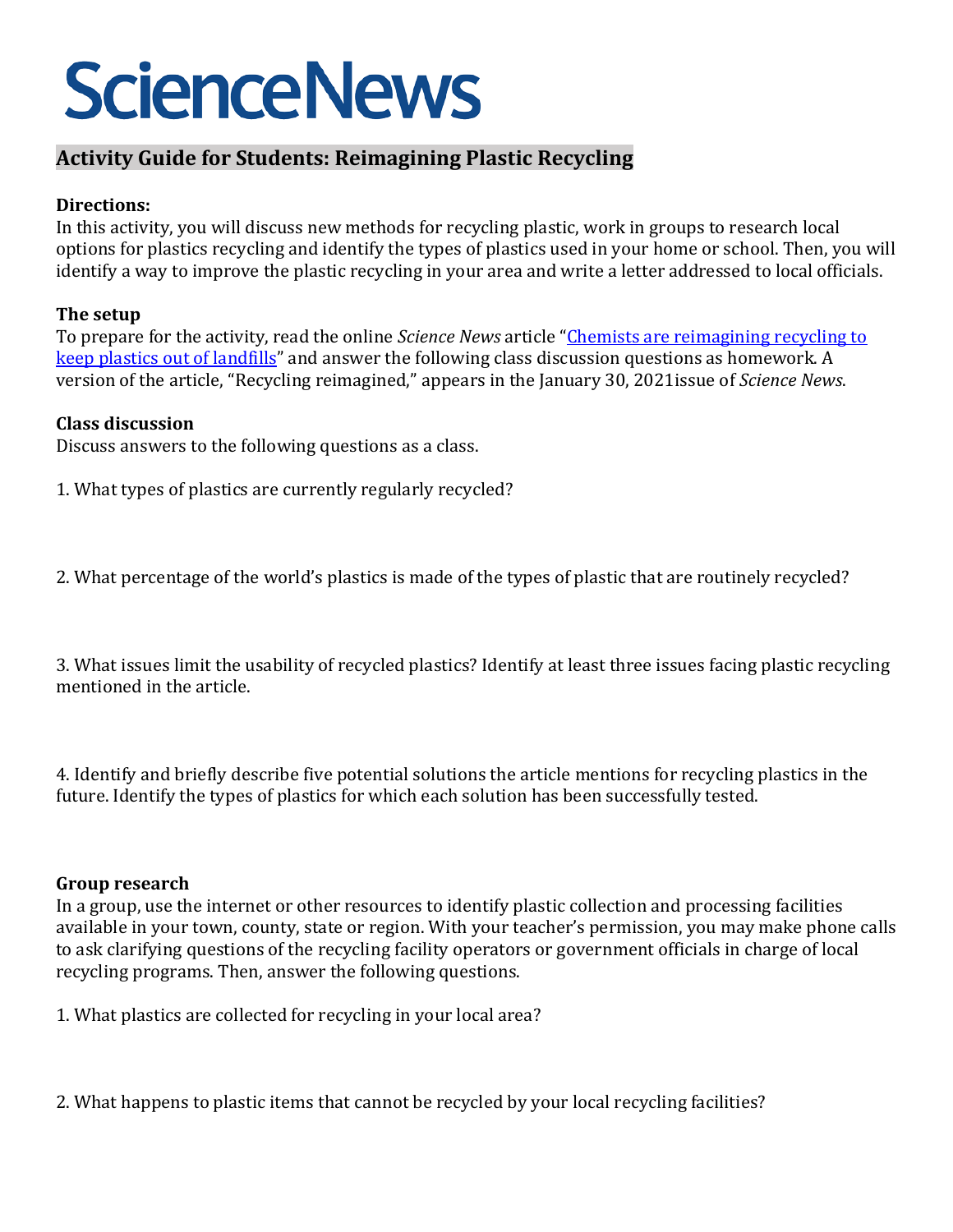# ScienceNews

## Activity Guide for Students: Reimagining Plastic Recycling

**Directions:**
In this activity, you will discuss new methods for recycling plastic, work in groups to research local options for plastics recycling and identify the types of plastics used in your home or school. Then, you will identify a way to improve the plastic recycling in your area and write a letter addressed to local officials.

**The setup**
To prepare for the activity, read the online *Science News* article "Chemists are reimagining recycling to keep plastics out of landfills" and answer the following class discussion questions as homework. A version of the article, "Recycling reimagined," appears in the January 30, 2021issue of *Science News*.

**Class discussion**
Discuss answers to the following questions as a class.

1. What types of plastics are currently regularly recycled?

2. What percentage of the world's plastics is made of the types of plastic that are routinely recycled?

3. What issues limit the usability of recycled plastics? Identify at least three issues facing plastic recycling mentioned in the article.

4. Identify and briefly describe five potential solutions the article mentions for recycling plastics in the future. Identify the types of plastics for which each solution has been successfully tested.

**Group research**
In a group, use the internet or other resources to identify plastic collection and processing facilities available in your town, county, state or region. With your teacher's permission, you may make phone calls to ask clarifying questions of the recycling facility operators or government officials in charge of local recycling programs. Then, answer the following questions.

1. What plastics are collected for recycling in your local area?

2. What happens to plastic items that cannot be recycled by your local recycling facilities?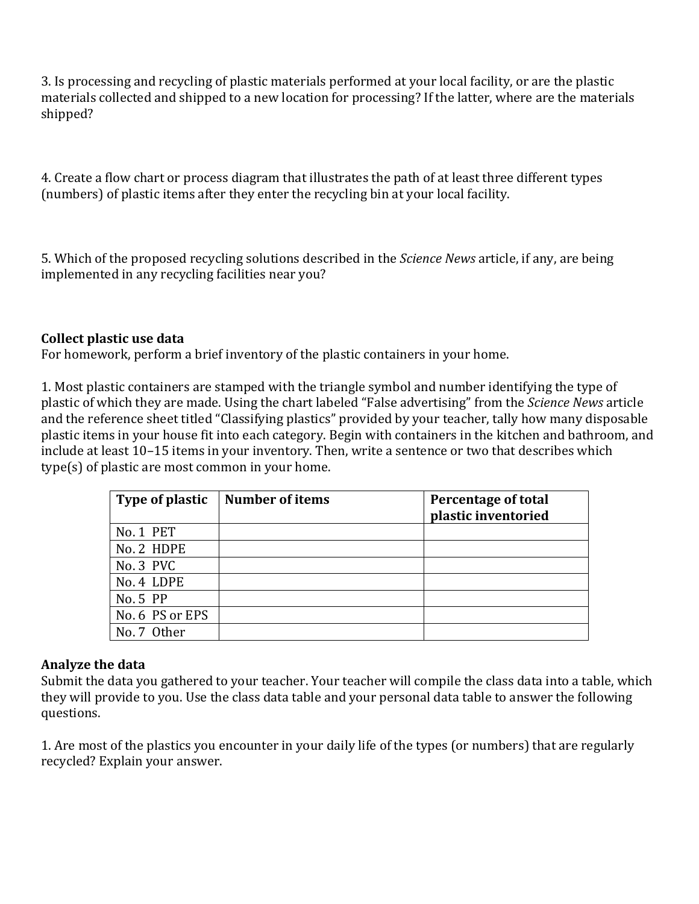3. Is processing and recycling of plastic materials performed at your local facility, or are the plastic materials collected and shipped to a new location for processing? If the latter, where are the materials shipped?

4. Create a flow chart or process diagram that illustrates the path of at least three different types (numbers) of plastic items after they enter the recycling bin at your local facility.

5. Which of the proposed recycling solutions described in the *Science News* article, if any, are being implemented in any recycling facilities near you?

**Collect plastic use data**
For homework, perform a brief inventory of the plastic containers in your home.

1. Most plastic containers are stamped with the triangle symbol and number identifying the type of plastic of which they are made. Using the chart labeled "False advertising" from the *Science News* article and the reference sheet titled "Classifying plastics" provided by your teacher, tally how many disposable plastic items in your house fit into each category. Begin with containers in the kitchen and bathroom, and include at least 10–15 items in your inventory. Then, write a sentence or two that describes which type(s) of plastic are most common in your home.

| Type of plastic | Number of items | Percentage of total plastic inventoried |
|---|---|---|
| No. 1 PET | | |
| No. 2 HDPE | | |
| No. 3 PVC | | |
| No. 4 LDPE | | |
| No. 5 PP | | |
| No. 6 PS or EPS | | |
| No. 7 Other | | |

**Analyze the data**
Submit the data you gathered to your teacher. Your teacher will compile the class data into a table, which they will provide to you. Use the class data table and your personal data table to answer the following questions.

1. Are most of the plastics you encounter in your daily life of the types (or numbers) that are regularly recycled? Explain your answer.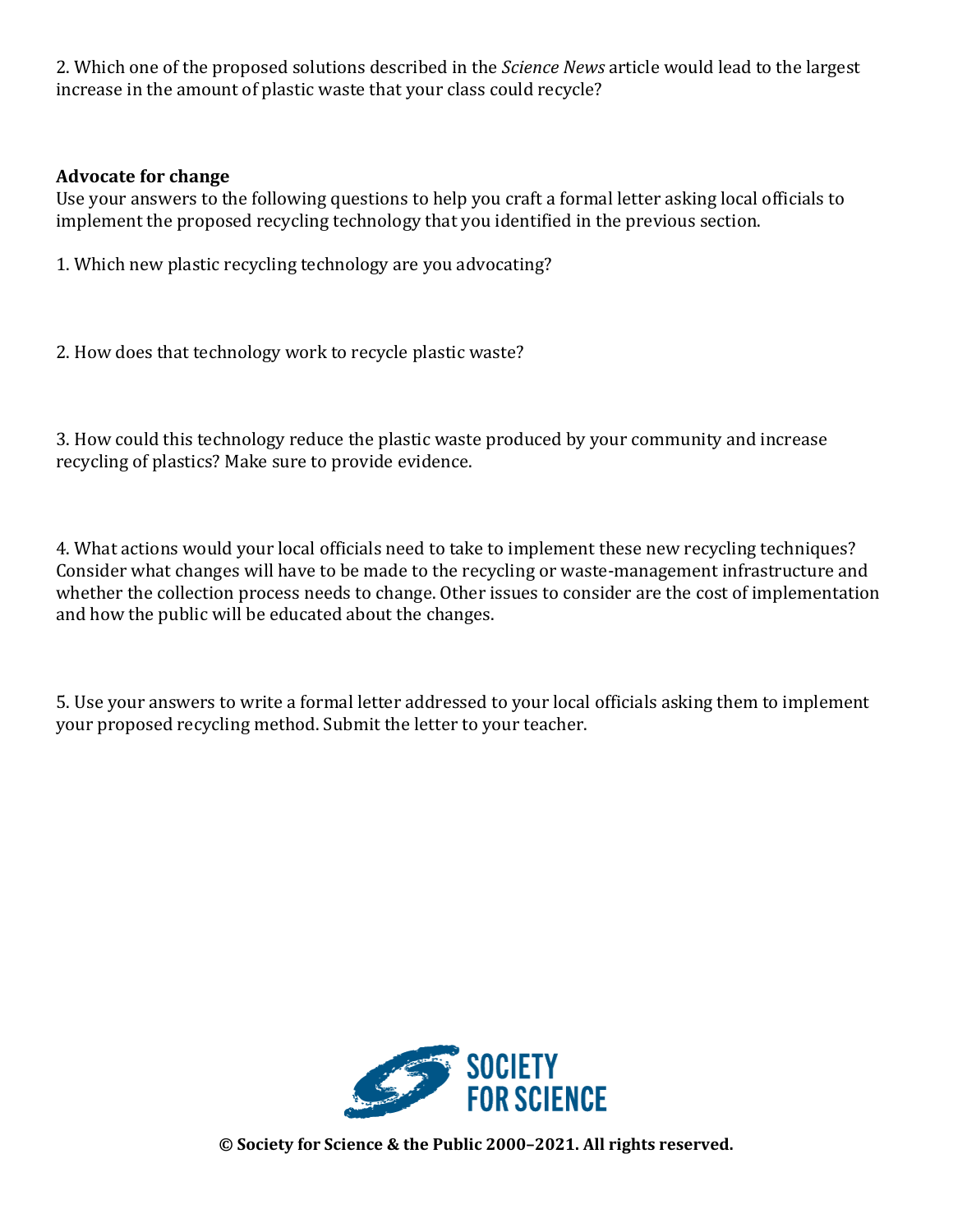2. Which one of the proposed solutions described in the *Science News* article would lead to the largest increase in the amount of plastic waste that your class could recycle?

**Advocate for change**

Use your answers to the following questions to help you craft a formal letter asking local officials to implement the proposed recycling technology that you identified in the previous section.

1. Which new plastic recycling technology are you advocating?

2. How does that technology work to recycle plastic waste?

3. How could this technology reduce the plastic waste produced by your community and increase recycling of plastics? Make sure to provide evidence.

4. What actions would your local officials need to take to implement these new recycling techniques? Consider what changes will have to be made to the recycling or waste-management infrastructure and whether the collection process needs to change. Other issues to consider are the cost of implementation and how the public will be educated about the changes.

5. Use your answers to write a formal letter addressed to your local officials asking them to implement your proposed recycling method. Submit the letter to your teacher.

SOCIETY FOR SCIENCE

**© Society for Science & the Public 2000–2021. All rights reserved.**